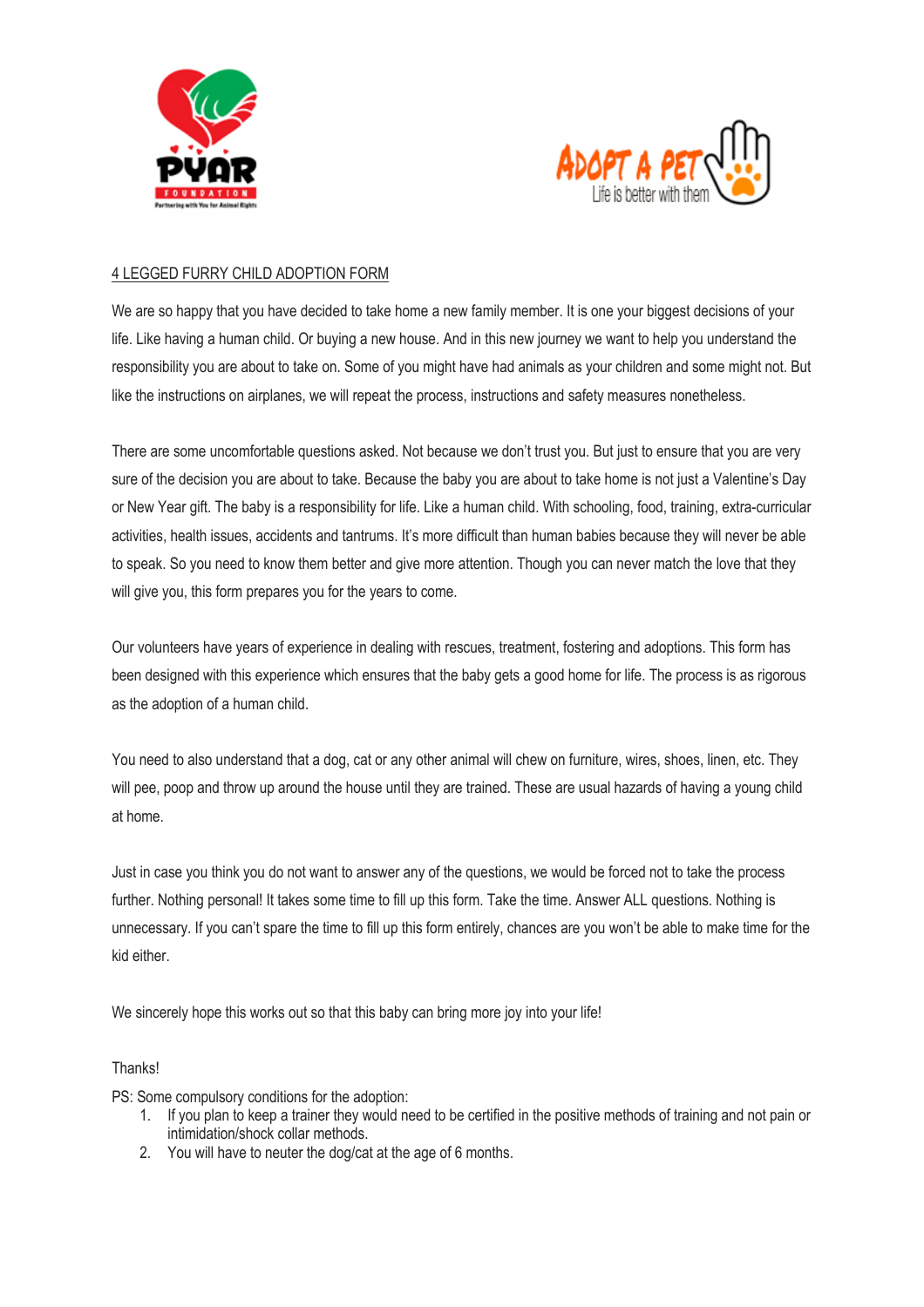<u>4 LEGGED FURRY CHILD ADOPTION FORM</u>

We are so happy that you have decided to take home a new family member. It is one your biggest decisions of your life. Like having a human child. Or buying a new house. And in this new journey we want to help you understand the responsibility you are about to take on. Some of you might have had animals as your children and some might not. But like the instructions on airplanes, we will repeat the process, instructions and safety measures nonetheless.

There are some uncomfortable questions asked. Not because we don't trust you. But just to ensure that you are very sure of the decision you are about to take. Because the baby you are about to take home is not just a Valentine's Day or New Year gift. The baby is a responsibility for life. Like a human child. With schooling, food, training, extra-curricular activities, health issues, accidents and tantrums. It's more difficult than human babies because they will never be able to speak. So you need to know them better and give more attention. Though you can never match the love that they will give you, this form prepares you for the years to come.

Our volunteers have years of experience in dealing with rescues, treatment, fostering and adoptions. This form has been designed with this experience which ensures that the baby gets a good home for life. The process is as rigorous as the adoption of a human child.

You need to also understand that a dog, cat or any other animal will chew on furniture, wires, shoes, linen, etc. They will pee, poop and throw up around the house until they are trained. These are usual hazards of having a young child at home.

Just in case you think you do not want to answer any of the questions, we would be forced not to take the process further. Nothing personal! It takes some time to fill up this form. Take the time. Answer ALL questions. Nothing is unnecessary. If you can't spare the time to fill up this form entirely, chances are you won't be able to make time for the kid either.

We sincerely hope this works out so that this baby can bring more joy into your life!

Thanks!

PS: Some compulsory conditions for the adoption:

1. If you plan to keep a trainer they would need to be certified in the positive methods of training and not pain or intimidation/shock collar methods.
2. You will have to neuter the dog/cat at the age of 6 months.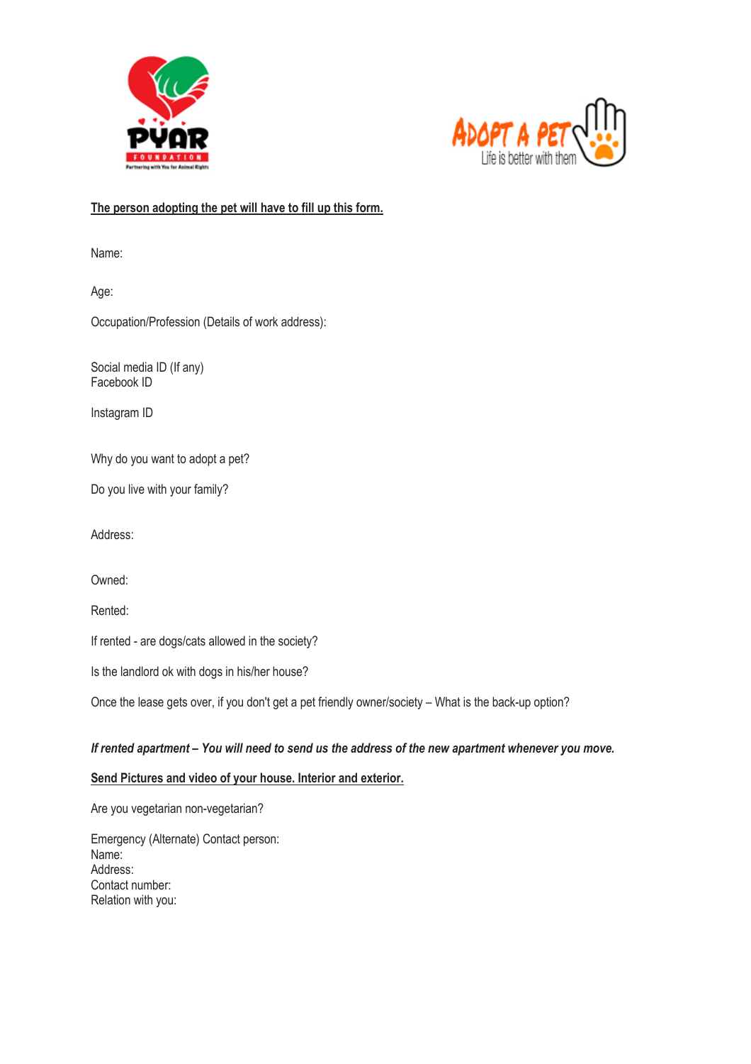**The person adopting the pet will have to fill up this form.**

Name:

Age:

Occupation/Profession (Details of work address):

Social media ID (If any)
Facebook ID

Instagram ID

Why do you want to adopt a pet?

Do you live with your family?

Address:

Owned:

Rented:

If rented - are dogs/cats allowed in the society?

Is the landlord ok with dogs in his/her house?

Once the lease gets over, if you don't get a pet friendly owner/society – What is the back-up option?

***If rented apartment – You will need to send us the address of the new apartment whenever you move.***

**Send Pictures and video of your house. Interior and exterior.**

Are you vegetarian non-vegetarian?

Emergency (Alternate) Contact person:
Name:
Address:
Contact number:
Relation with you: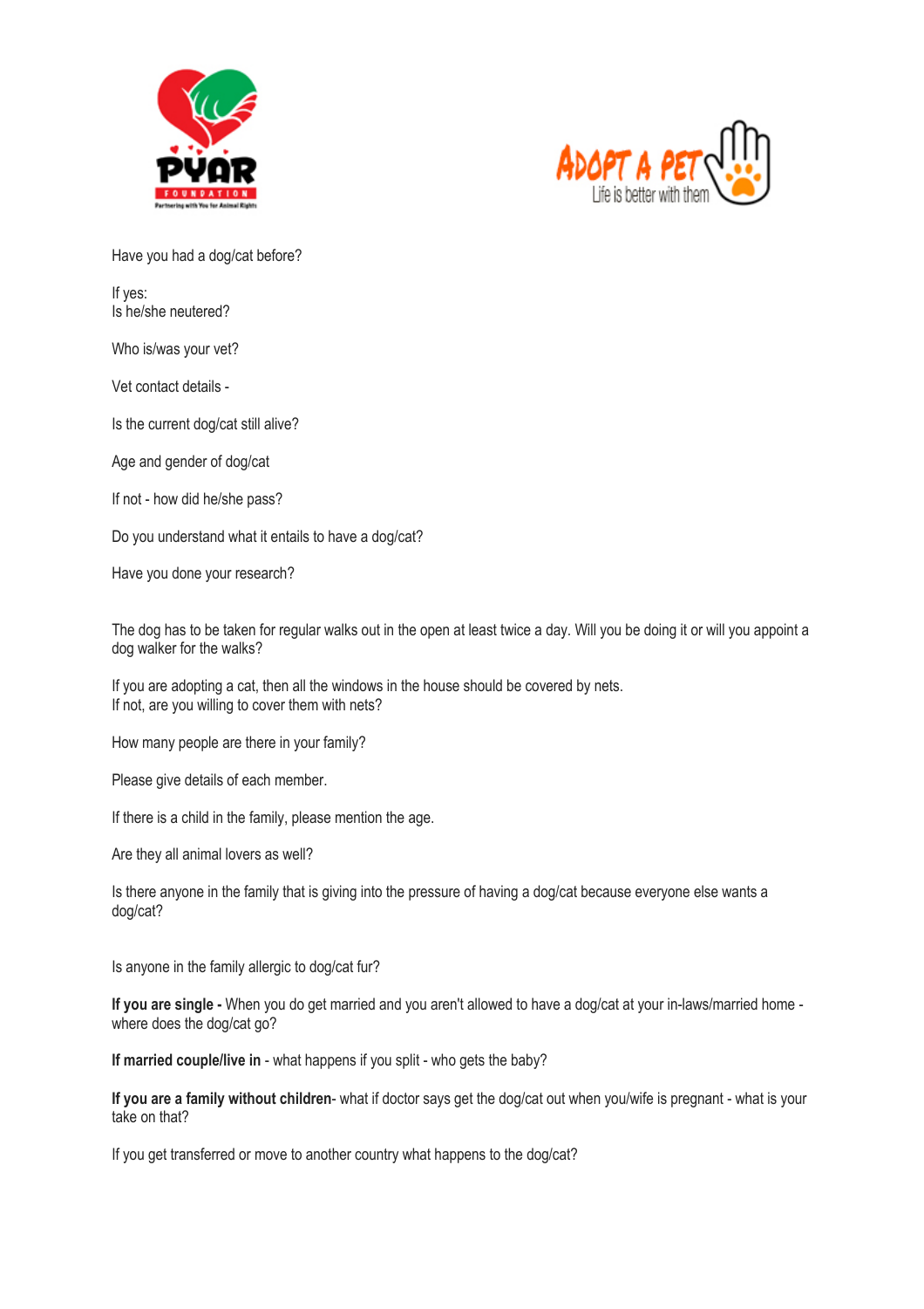Have you had a dog/cat before?

If yes:
Is he/she neutered?

Who is/was your vet?

Vet contact details -

Is the current dog/cat still alive?

Age and gender of dog/cat

If not - how did he/she pass?

Do you understand what it entails to have a dog/cat?

Have you done your research?

The dog has to be taken for regular walks out in the open at least twice a day. Will you be doing it or will you appoint a dog walker for the walks?

If you are adopting a cat, then all the windows in the house should be covered by nets.
If not, are you willing to cover them with nets?

How many people are there in your family?

Please give details of each member.

If there is a child in the family, please mention the age.

Are they all animal lovers as well?

Is there anyone in the family that is giving into the pressure of having a dog/cat because everyone else wants a dog/cat?

Is anyone in the family allergic to dog/cat fur?

**If you are single -** When you do get married and you aren't allowed to have a dog/cat at your in-laws/married home - where does the dog/cat go?

**If married couple/live in** - what happens if you split - who gets the baby?

**If you are a family without children**- what if doctor says get the dog/cat out when you/wife is pregnant - what is your take on that?

If you get transferred or move to another country what happens to the dog/cat?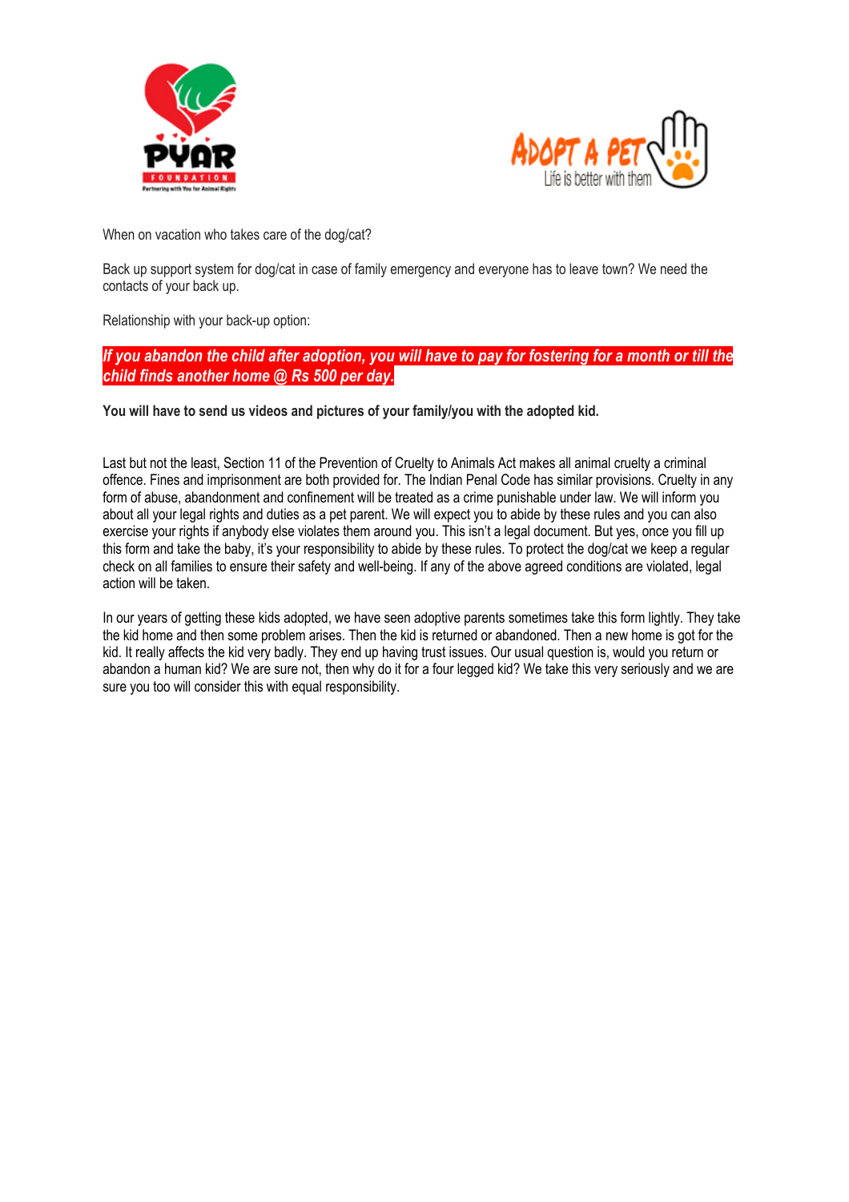When on vacation who takes care of the dog/cat?

Back up support system for dog/cat in case of family emergency and everyone has to leave town? We need the contacts of your back up.

Relationship with your back-up option:

***If you abandon the child after adoption, you will have to pay for fostering for a month or till the child finds another home @ Rs 500 per day.***

**You will have to send us videos and pictures of your family/you with the adopted kid.**

Last but not the least, Section 11 of the Prevention of Cruelty to Animals Act makes all animal cruelty a criminal offence. Fines and imprisonment are both provided for. The Indian Penal Code has similar provisions. Cruelty in any form of abuse, abandonment and confinement will be treated as a crime punishable under law. We will inform you about all your legal rights and duties as a pet parent. We will expect you to abide by these rules and you can also exercise your rights if anybody else violates them around you. This isn't a legal document. But yes, once you fill up this form and take the baby, it's your responsibility to abide by these rules. To protect the dog/cat we keep a regular check on all families to ensure their safety and well-being. If any of the above agreed conditions are violated, legal action will be taken.

In our years of getting these kids adopted, we have seen adoptive parents sometimes take this form lightly. They take the kid home and then some problem arises. Then the kid is returned or abandoned. Then a new home is got for the kid. It really affects the kid very badly. They end up having trust issues. Our usual question is, would you return or abandon a human kid? We are sure not, then why do it for a four legged kid? We take this very seriously and we are sure you too will consider this with equal responsibility.